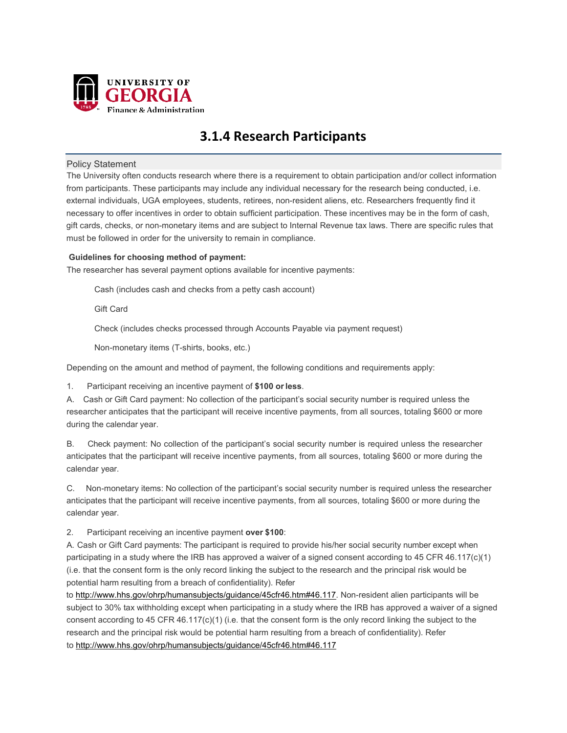# 3.1.4 Research Participants

## Policy Statement

The University often conducts research where there is a requirement to obtain participation and/or collect information from participants. These participants may include any individual necessary for the research being conducted, i.e. external individuals, UGA employees, students, retirees, non-resident aliens, etc. Researchers frequently find it necessary to offer incentives in order to obtain sufficient participation. These incentives may be in the form of cash, gift cards, checks, or non-monetary items and are subject to Internal Revenue tax laws. There are specific rules that must be followed in order for the university to remain in compliance.

**Guidelines for choosing method of payment:**

The researcher has several payment options available for incentive payments:

- Cash (includes cash and checks from a petty cash account)
- Gift Card
- Check (includes checks processed through Accounts Payable via payment request)
- Non-monetary items (T-shirts, books, etc.)

Depending on the amount and method of payment, the following conditions and requirements apply:

1. Participant receiving an incentive payment of **$100 or less**.

A. Cash or Gift Card payment: No collection of the participant's social security number is required unless the researcher anticipates that the participant will receive incentive payments, from all sources, totaling $600 or more during the calendar year.

B. Check payment: No collection of the participant's social security number is required unless the researcher anticipates that the participant will receive incentive payments, from all sources, totaling $600 or more during the calendar year.

C. Non-monetary items: No collection of the participant's social security number is required unless the researcher anticipates that the participant will receive incentive payments, from all sources, totaling $600 or more during the calendar year.

2. Participant receiving an incentive payment **over $100**:

A. Cash or Gift Card payments: The participant is required to provide his/her social security number except when participating in a study where the IRB has approved a waiver of a signed consent according to 45 CFR 46.117(c)(1) (i.e. that the consent form is the only record linking the subject to the research and the principal risk would be potential harm resulting from a breach of confidentiality). Refer to http://www.hhs.gov/ohrp/humansubjects/guidance/45cfr46.htm#46.117. Non-resident alien participants will be subject to 30% tax withholding except when participating in a study where the IRB has approved a waiver of a signed consent according to 45 CFR 46.117(c)(1) (i.e. that the consent form is the only record linking the subject to the research and the principal risk would be potential harm resulting from a breach of confidentiality). Refer to http://www.hhs.gov/ohrp/humansubjects/guidance/45cfr46.htm#46.117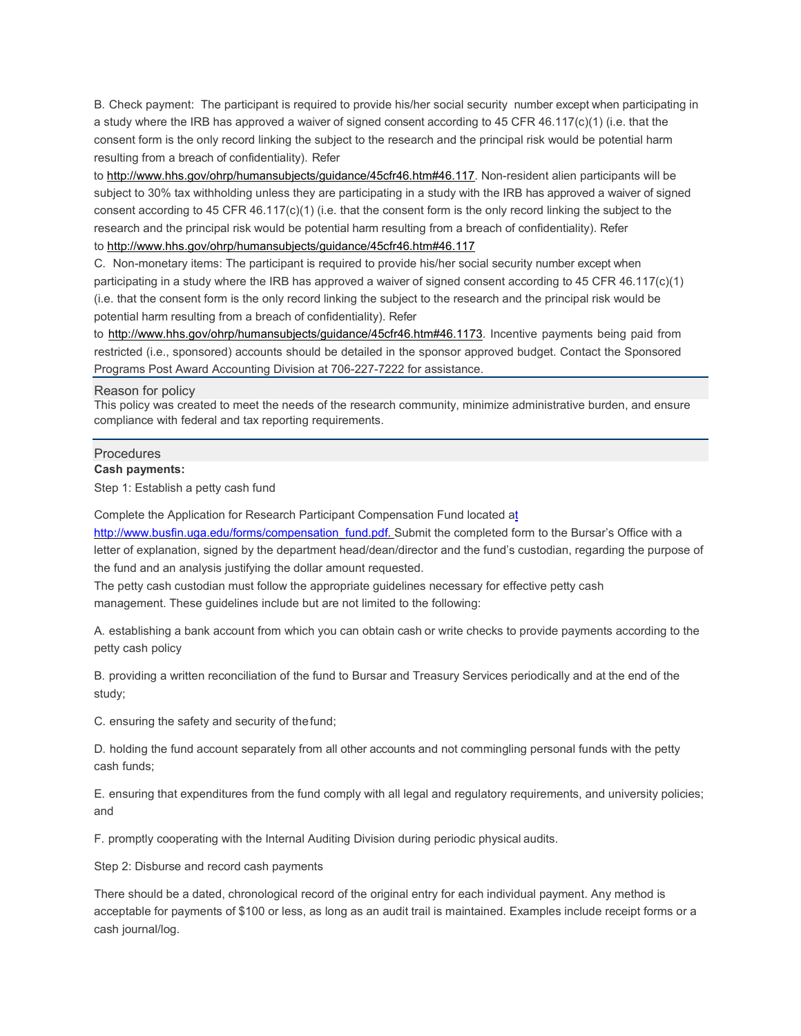B. Check payment: The participant is required to provide his/her social security number except when participating in a study where the IRB has approved a waiver of signed consent according to 45 CFR 46.117(c)(1) (i.e. that the consent form is the only record linking the subject to the research and the principal risk would be potential harm resulting from a breach of confidentiality). Refer to http://www.hhs.gov/ohrp/humansubjects/guidance/45cfr46.htm#46.117. Non-resident alien participants will be subject to 30% tax withholding unless they are participating in a study with the IRB has approved a waiver of signed consent according to 45 CFR 46.117(c)(1) (i.e. that the consent form is the only record linking the subject to the research and the principal risk would be potential harm resulting from a breach of confidentiality). Refer to http://www.hhs.gov/ohrp/humansubjects/guidance/45cfr46.htm#46.117

C. Non-monetary items: The participant is required to provide his/her social security number except when participating in a study where the IRB has approved a waiver of signed consent according to 45 CFR 46.117(c)(1) (i.e. that the consent form is the only record linking the subject to the research and the principal risk would be potential harm resulting from a breach of confidentiality). Refer to http://www.hhs.gov/ohrp/humansubjects/guidance/45cfr46.htm#46.1173. Incentive payments being paid from restricted (i.e., sponsored) accounts should be detailed in the sponsor approved budget. Contact the Sponsored Programs Post Award Accounting Division at 706-227-7222 for assistance.

## Reason for policy

This policy was created to meet the needs of the research community, minimize administrative burden, and ensure compliance with federal and tax reporting requirements.

## Procedures

**Cash payments:**

Step 1: Establish a petty cash fund

Complete the Application for Research Participant Compensation Fund located at http://www.busfin.uga.edu/forms/compensation_fund.pdf. Submit the completed form to the Bursar's Office with a letter of explanation, signed by the department head/dean/director and the fund's custodian, regarding the purpose of the fund and an analysis justifying the dollar amount requested.

The petty cash custodian must follow the appropriate guidelines necessary for effective petty cash management. These guidelines include but are not limited to the following:

A. establishing a bank account from which you can obtain cash or write checks to provide payments according to the petty cash policy

B. providing a written reconciliation of the fund to Bursar and Treasury Services periodically and at the end of the study;

C. ensuring the safety and security of the fund;

D. holding the fund account separately from all other accounts and not commingling personal funds with the petty cash funds;

E. ensuring that expenditures from the fund comply with all legal and regulatory requirements, and university policies; and

F. promptly cooperating with the Internal Auditing Division during periodic physical audits.

Step 2: Disburse and record cash payments

There should be a dated, chronological record of the original entry for each individual payment. Any method is acceptable for payments of $100 or less, as long as an audit trail is maintained. Examples include receipt forms or a cash journal/log.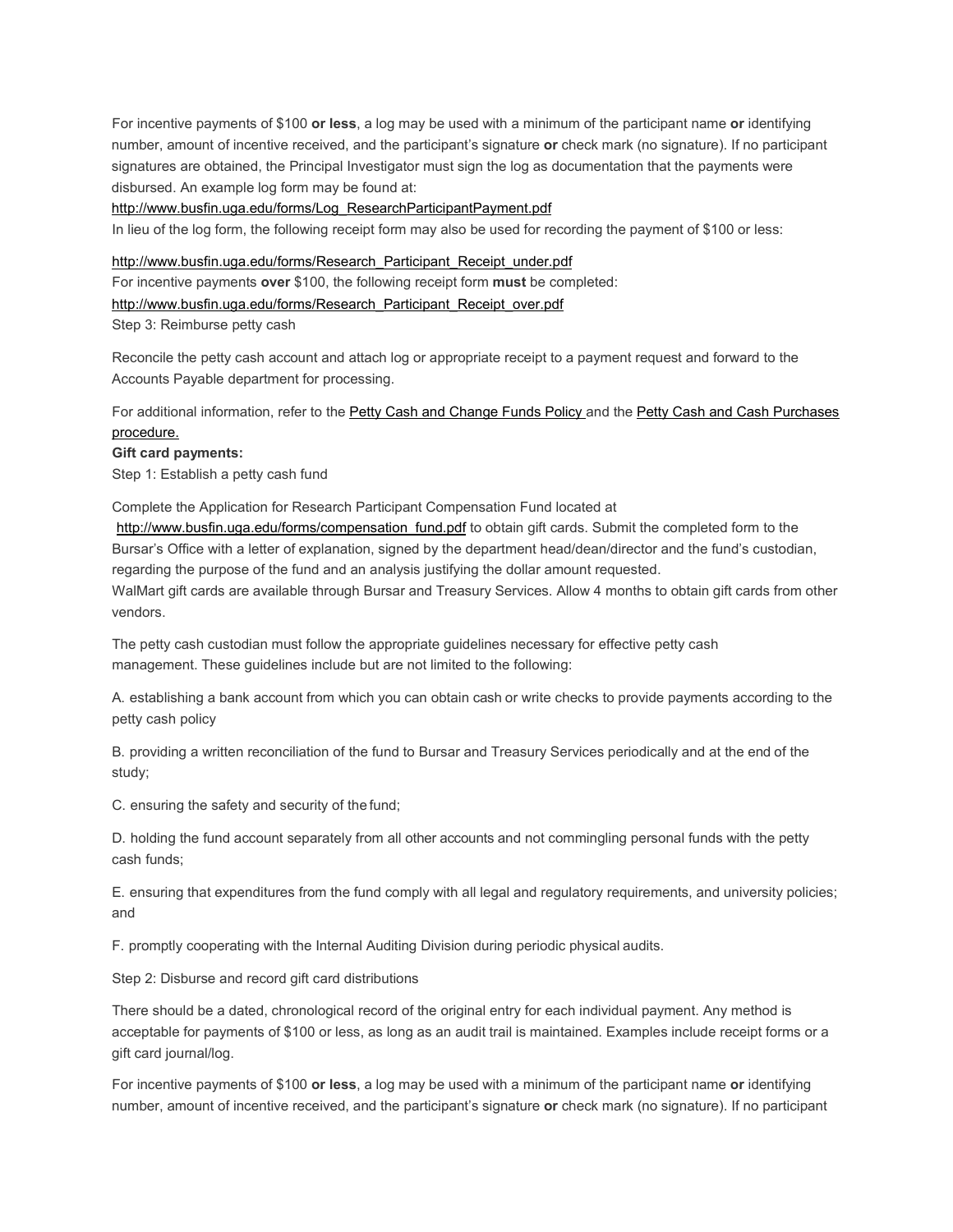For incentive payments of $100 **or less**, a log may be used with a minimum of the participant name **or** identifying number, amount of incentive received, and the participant's signature **or** check mark (no signature). If no participant signatures are obtained, the Principal Investigator must sign the log as documentation that the payments were disbursed. An example log form may be found at:

http://www.busfin.uga.edu/forms/Log_ResearchParticipantPayment.pdf

In lieu of the log form, the following receipt form may also be used for recording the payment of $100 or less:

http://www.busfin.uga.edu/forms/Research_Participant_Receipt_under.pdf

For incentive payments **over** $100, the following receipt form **must** be completed:

http://www.busfin.uga.edu/forms/Research_Participant_Receipt_over.pdf

Step 3: Reimburse petty cash

Reconcile the petty cash account and attach log or appropriate receipt to a payment request and forward to the Accounts Payable department for processing.

For additional information, refer to the Petty Cash and Change Funds Policy and the Petty Cash and Cash Purchases procedure.

**Gift card payments:**

Step 1: Establish a petty cash fund

Complete the Application for Research Participant Compensation Fund located at http://www.busfin.uga.edu/forms/compensation_fund.pdf to obtain gift cards. Submit the completed form to the Bursar's Office with a letter of explanation, signed by the department head/dean/director and the fund's custodian, regarding the purpose of the fund and an analysis justifying the dollar amount requested.

WalMart gift cards are available through Bursar and Treasury Services. Allow 4 months to obtain gift cards from other vendors.

The petty cash custodian must follow the appropriate guidelines necessary for effective petty cash management. These guidelines include but are not limited to the following:

A. establishing a bank account from which you can obtain cash or write checks to provide payments according to the petty cash policy

B. providing a written reconciliation of the fund to Bursar and Treasury Services periodically and at the end of the study;

C. ensuring the safety and security of the fund;

D. holding the fund account separately from all other accounts and not commingling personal funds with the petty cash funds;

E. ensuring that expenditures from the fund comply with all legal and regulatory requirements, and university policies; and

F. promptly cooperating with the Internal Auditing Division during periodic physical audits.

Step 2: Disburse and record gift card distributions

There should be a dated, chronological record of the original entry for each individual payment. Any method is acceptable for payments of $100 or less, as long as an audit trail is maintained. Examples include receipt forms or a gift card journal/log.

For incentive payments of $100 **or less**, a log may be used with a minimum of the participant name **or** identifying number, amount of incentive received, and the participant's signature **or** check mark (no signature). If no participant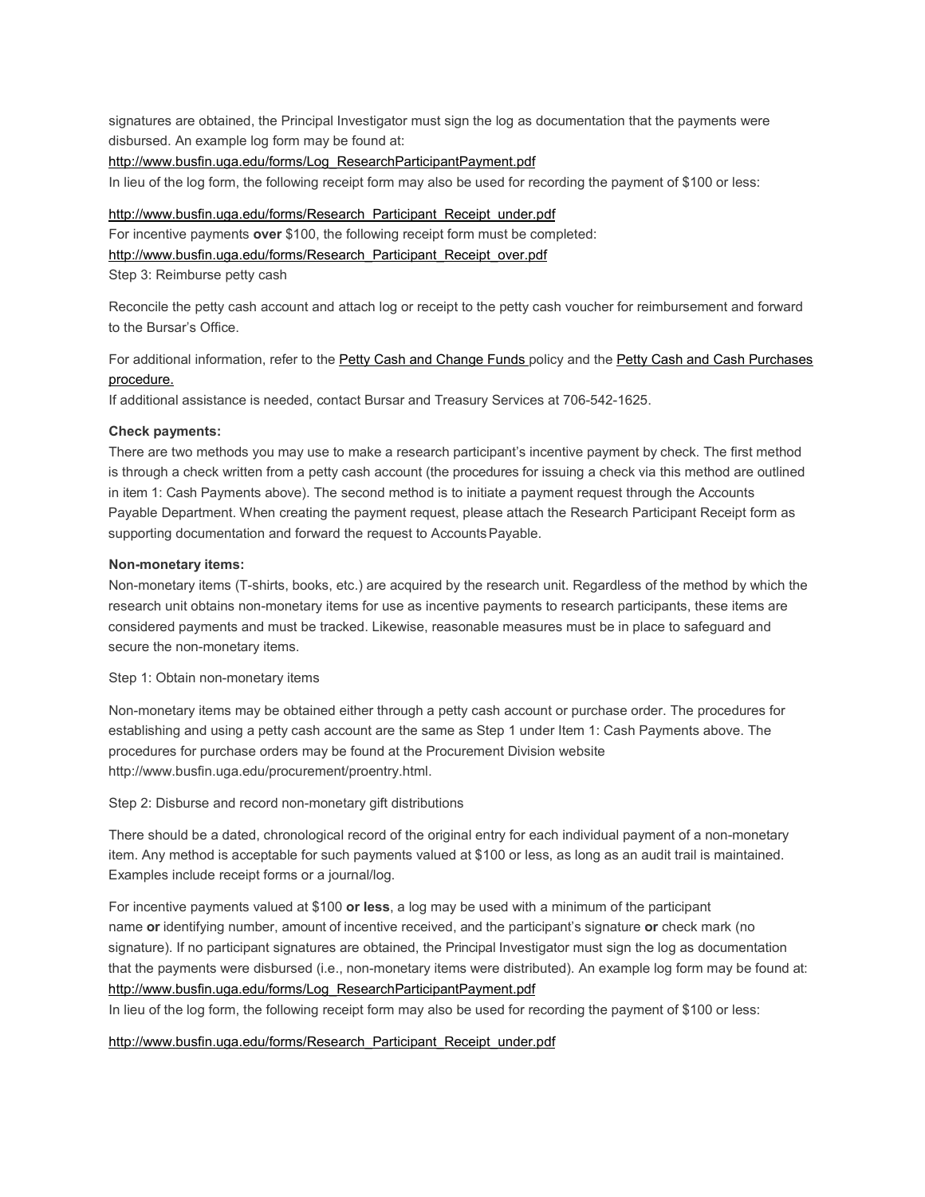signatures are obtained, the Principal Investigator must sign the log as documentation that the payments were disbursed. An example log form may be found at:

http://www.busfin.uga.edu/forms/Log_ResearchParticipantPayment.pdf

In lieu of the log form, the following receipt form may also be used for recording the payment of $100 or less:

http://www.busfin.uga.edu/forms/Research_Participant_Receipt_under.pdf

For incentive payments **over** $100, the following receipt form must be completed:

http://www.busfin.uga.edu/forms/Research_Participant_Receipt_over.pdf

Step 3: Reimburse petty cash

Reconcile the petty cash account and attach log or receipt to the petty cash voucher for reimbursement and forward to the Bursar's Office.

For additional information, refer to the Petty Cash and Change Funds policy and the Petty Cash and Cash Purchases procedure.

If additional assistance is needed, contact Bursar and Treasury Services at 706-542-1625.

**Check payments:**

There are two methods you may use to make a research participant's incentive payment by check. The first method is through a check written from a petty cash account (the procedures for issuing a check via this method are outlined in item 1: Cash Payments above). The second method is to initiate a payment request through the Accounts Payable Department. When creating the payment request, please attach the Research Participant Receipt form as supporting documentation and forward the request to Accounts Payable.

**Non-monetary items:**

Non-monetary items (T-shirts, books, etc.) are acquired by the research unit. Regardless of the method by which the research unit obtains non-monetary items for use as incentive payments to research participants, these items are considered payments and must be tracked. Likewise, reasonable measures must be in place to safeguard and secure the non-monetary items.

Step 1: Obtain non-monetary items

Non-monetary items may be obtained either through a petty cash account or purchase order. The procedures for establishing and using a petty cash account are the same as Step 1 under Item 1: Cash Payments above. The procedures for purchase orders may be found at the Procurement Division website http://www.busfin.uga.edu/procurement/proentry.html.

Step 2: Disburse and record non-monetary gift distributions

There should be a dated, chronological record of the original entry for each individual payment of a non-monetary item. Any method is acceptable for such payments valued at $100 or less, as long as an audit trail is maintained. Examples include receipt forms or a journal/log.

For incentive payments valued at $100 **or less**, a log may be used with a minimum of the participant name **or** identifying number, amount of incentive received, and the participant's signature **or** check mark (no signature). If no participant signatures are obtained, the Principal Investigator must sign the log as documentation that the payments were disbursed (i.e., non-monetary items were distributed). An example log form may be found at: http://www.busfin.uga.edu/forms/Log_ResearchParticipantPayment.pdf

In lieu of the log form, the following receipt form may also be used for recording the payment of $100 or less:

http://www.busfin.uga.edu/forms/Research_Participant_Receipt_under.pdf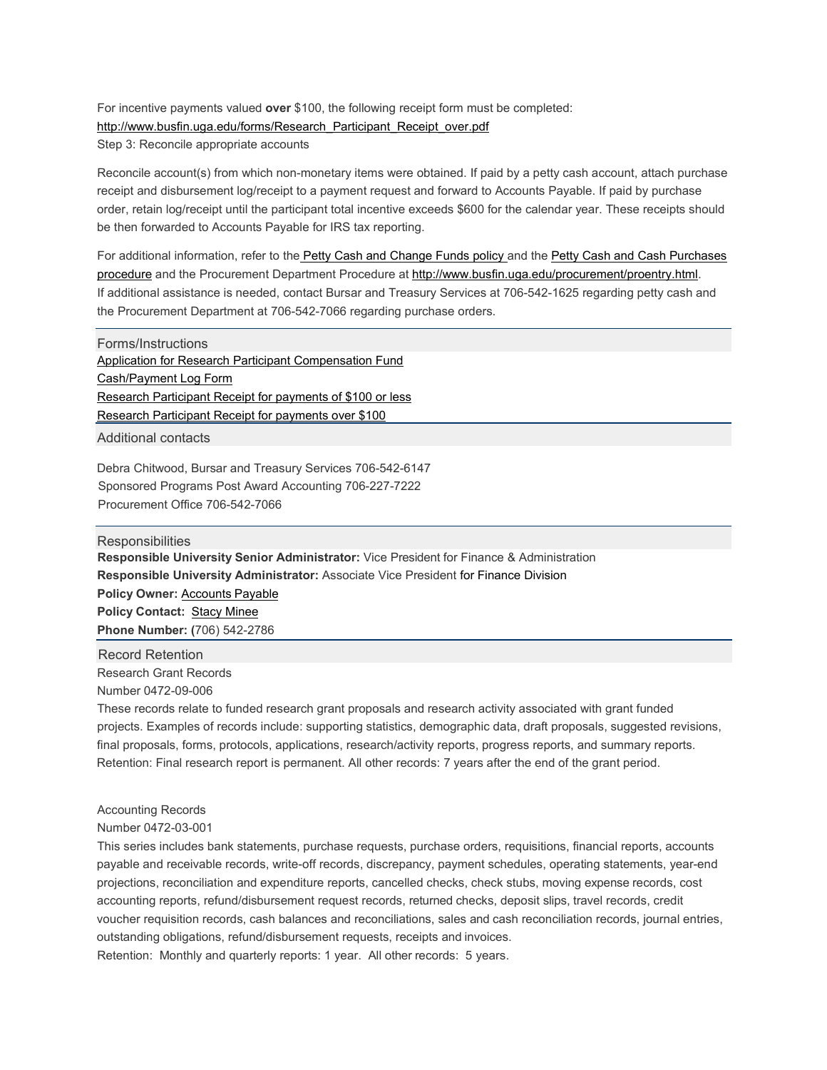For incentive payments valued **over** $100, the following receipt form must be completed:
http://www.busfin.uga.edu/forms/Research_Participant_Receipt_over.pdf

Step 3: Reconcile appropriate accounts

Reconcile account(s) from which non-monetary items were obtained. If paid by a petty cash account, attach purchase receipt and disbursement log/receipt to a payment request and forward to Accounts Payable. If paid by purchase order, retain log/receipt until the participant total incentive exceeds $600 for the calendar year. These receipts should be then forwarded to Accounts Payable for IRS tax reporting.

For additional information, refer to the Petty Cash and Change Funds policy and the Petty Cash and Cash Purchases procedure and the Procurement Department Procedure at http://www.busfin.uga.edu/procurement/proentry.html. If additional assistance is needed, contact Bursar and Treasury Services at 706-542-1625 regarding petty cash and the Procurement Department at 706-542-7066 regarding purchase orders.

## Forms/Instructions

Application for Research Participant Compensation Fund
Cash/Payment Log Form
Research Participant Receipt for payments of $100 or less
Research Participant Receipt for payments over $100

## Additional contacts

Debra Chitwood, Bursar and Treasury Services 706-542-6147
Sponsored Programs Post Award Accounting 706-227-7222
Procurement Office 706-542-7066

## Responsibilities

**Responsible University Senior Administrator:** Vice President for Finance & Administration
**Responsible University Administrator:** Associate Vice President for Finance Division
**Policy Owner:** Accounts Payable
**Policy Contact:** Stacy Minee
**Phone Number:** (706) 542-2786

## Record Retention

Research Grant Records
Number 0472-09-006
These records relate to funded research grant proposals and research activity associated with grant funded projects. Examples of records include: supporting statistics, demographic data, draft proposals, suggested revisions, final proposals, forms, protocols, applications, research/activity reports, progress reports, and summary reports.
Retention: Final research report is permanent. All other records: 7 years after the end of the grant period.

Accounting Records
Number 0472-03-001
This series includes bank statements, purchase requests, purchase orders, requisitions, financial reports, accounts payable and receivable records, write-off records, discrepancy, payment schedules, operating statements, year-end projections, reconciliation and expenditure reports, cancelled checks, check stubs, moving expense records, cost accounting reports, refund/disbursement request records, returned checks, deposit slips, travel records, credit voucher requisition records, cash balances and reconciliations, sales and cash reconciliation records, journal entries, outstanding obligations, refund/disbursement requests, receipts and invoices.
Retention: Monthly and quarterly reports: 1 year. All other records: 5 years.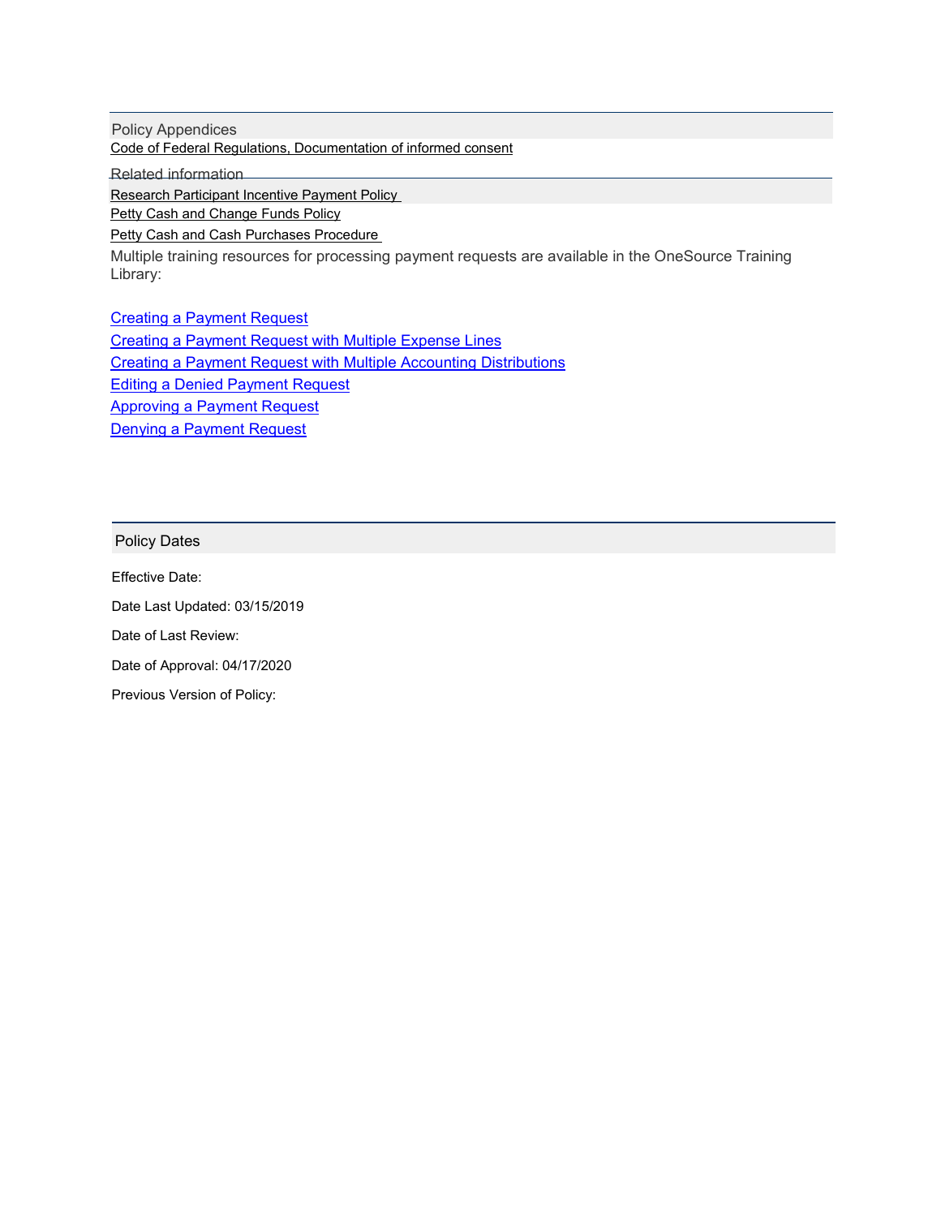## Policy Appendices

Code of Federal Regulations, Documentation of informed consent

## Related information

Research Participant Incentive Payment Policy

Petty Cash and Change Funds Policy

Petty Cash and Cash Purchases Procedure

Multiple training resources for processing payment requests are available in the OneSource Training Library:

Creating a Payment Request

Creating a Payment Request with Multiple Expense Lines

Creating a Payment Request with Multiple Accounting Distributions

Editing a Denied Payment Request

Approving a Payment Request

Denying a Payment Request

## Policy Dates

Effective Date:

Date Last Updated: 03/15/2019

Date of Last Review:

Date of Approval: 04/17/2020

Previous Version of Policy: